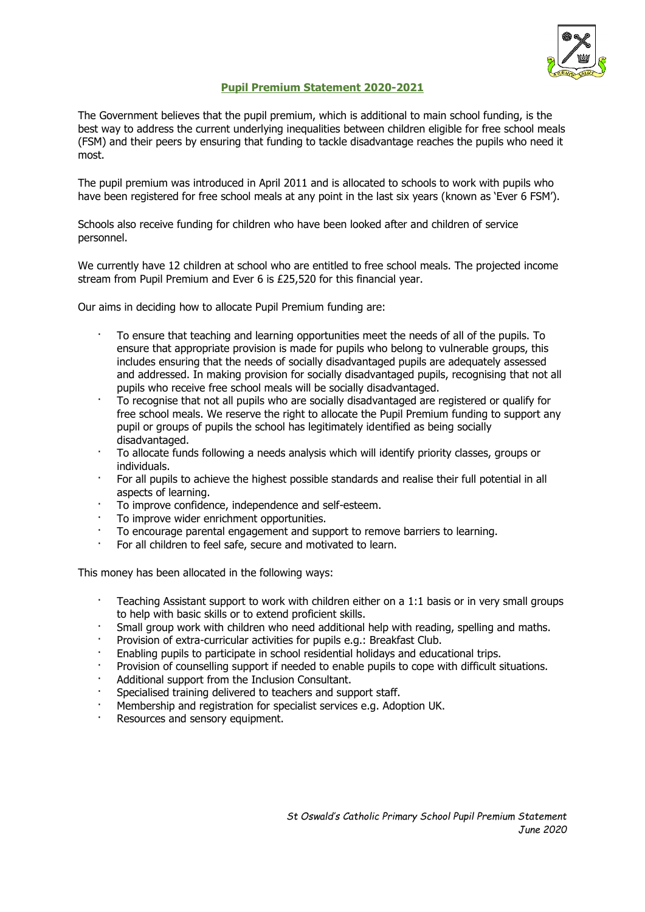# Pupil Premium Statement 2020-2021

The Government believes that the pupil premium, which is additional to main school funding, is the best way to address the current underlying inequalities between children eligible for free school meals (FSM) and their peers by ensuring that funding to tackle disadvantage reaches the pupils who need it most.

The pupil premium was introduced in April 2011 and is allocated to schools to work with pupils who have been registered for free school meals at any point in the last six years (known as 'Ever 6 FSM').

Schools also receive funding for children who have been looked after and children of service personnel.

We currently have 12 children at school who are entitled to free school meals. The projected income stream from Pupil Premium and Ever 6 is £25,520 for this financial year.

Our aims in deciding how to allocate Pupil Premium funding are:

- To ensure that teaching and learning opportunities meet the needs of all of the pupils. To ensure that appropriate provision is made for pupils who belong to vulnerable groups, this includes ensuring that the needs of socially disadvantaged pupils are adequately assessed and addressed. In making provision for socially disadvantaged pupils, recognising that not all pupils who receive free school meals will be socially disadvantaged.
- To recognise that not all pupils who are socially disadvantaged are registered or qualify for free school meals. We reserve the right to allocate the Pupil Premium funding to support any pupil or groups of pupils the school has legitimately identified as being socially disadvantaged.
- To allocate funds following a needs analysis which will identify priority classes, groups or individuals.
- For all pupils to achieve the highest possible standards and realise their full potential in all aspects of learning.
- To improve confidence, independence and self-esteem.
- To improve wider enrichment opportunities.
- To encourage parental engagement and support to remove barriers to learning.
- For all children to feel safe, secure and motivated to learn.

This money has been allocated in the following ways:

- Teaching Assistant support to work with children either on a 1:1 basis or in very small groups to help with basic skills or to extend proficient skills.
- Small group work with children who need additional help with reading, spelling and maths.
- Provision of extra-curricular activities for pupils e.g.: Breakfast Club.
- Enabling pupils to participate in school residential holidays and educational trips.
- Provision of counselling support if needed to enable pupils to cope with difficult situations.
- Additional support from the Inclusion Consultant.
- Specialised training delivered to teachers and support staff.
- Membership and registration for specialist services e.g. Adoption UK.
- Resources and sensory equipment.

*St Oswald's Catholic Primary School Pupil Premium Statement*
*June 2020*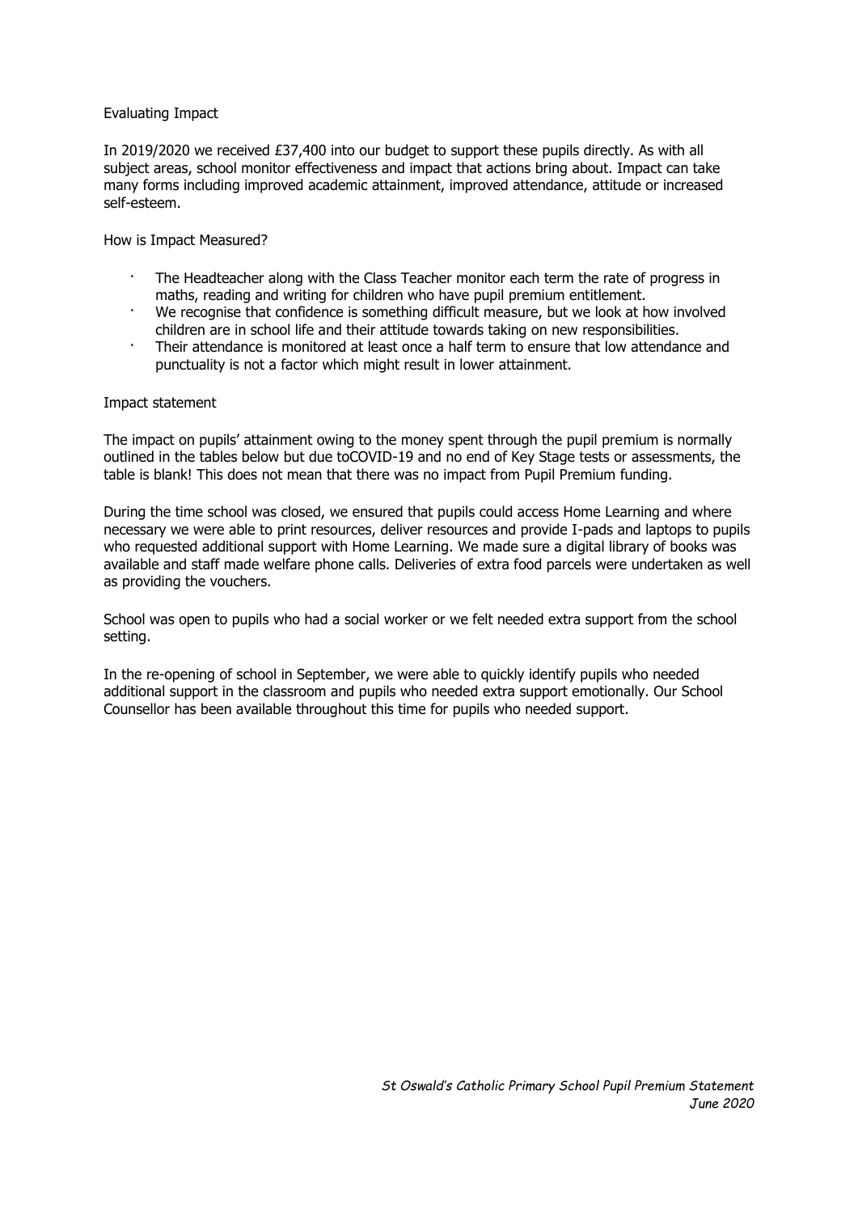Evaluating Impact

In 2019/2020 we received £37,400 into our budget to support these pupils directly. As with all subject areas, school monitor effectiveness and impact that actions bring about. Impact can take many forms including improved academic attainment, improved attendance, attitude or increased self-esteem.

How is Impact Measured?

- The Headteacher along with the Class Teacher monitor each term the rate of progress in maths, reading and writing for children who have pupil premium entitlement.
- We recognise that confidence is something difficult measure, but we look at how involved children are in school life and their attitude towards taking on new responsibilities.
- Their attendance is monitored at least once a half term to ensure that low attendance and punctuality is not a factor which might result in lower attainment.

Impact statement

The impact on pupils' attainment owing to the money spent through the pupil premium is normally outlined in the tables below but due toCOVID-19 and no end of Key Stage tests or assessments, the table is blank! This does not mean that there was no impact from Pupil Premium funding.

During the time school was closed, we ensured that pupils could access Home Learning and where necessary we were able to print resources, deliver resources and provide I-pads and laptops to pupils who requested additional support with Home Learning. We made sure a digital library of books was available and staff made welfare phone calls. Deliveries of extra food parcels were undertaken as well as providing the vouchers.

School was open to pupils who had a social worker or we felt needed extra support from the school setting.

In the re-opening of school in September, we were able to quickly identify pupils who needed additional support in the classroom and pupils who needed extra support emotionally. Our School Counsellor has been available throughout this time for pupils who needed support.